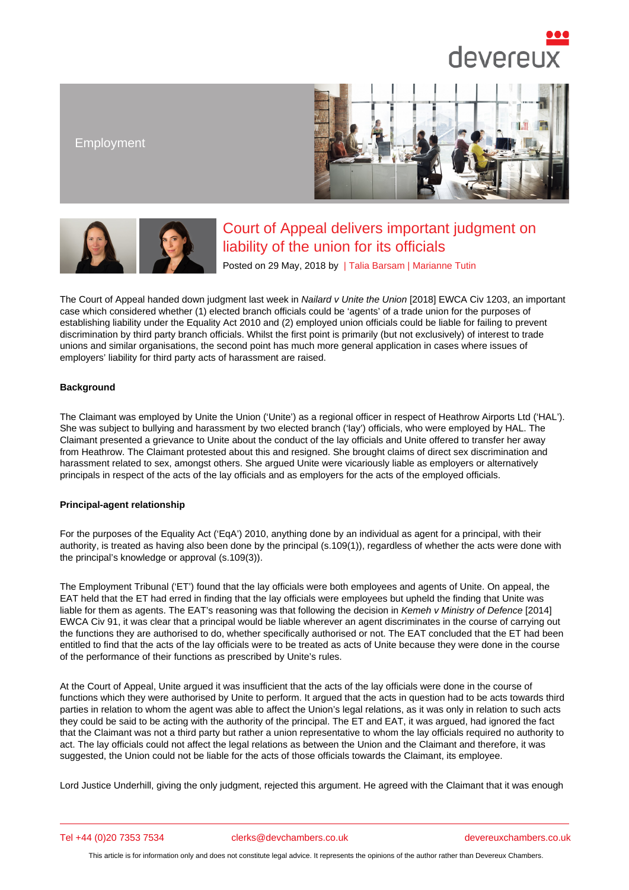Employment

# Court of Appeal delivers important judgment on liability of the union for its officials

Posted on 29 May, 2018 by | Talia Barsam | Marianne Tutin

The Court of Appeal handed down judgment last week in *Nailard v Unite the Union* [2018] EWCA Civ 1203, an important case which considered whether (1) elected branch officials could be 'agents' of a trade union for the purposes of establishing liability under the Equality Act 2010 and (2) employed union officials could be liable for failing to prevent discrimination by third party branch officials. Whilst the first point is primarily (but not exclusively) of interest to trade unions and similar organisations, the second point has much more general application in cases where issues of employers' liability for third party acts of harassment are raised.

**Background**

The Claimant was employed by Unite the Union ('Unite') as a regional officer in respect of Heathrow Airports Ltd ('HAL'). She was subject to bullying and harassment by two elected branch ('lay') officials, who were employed by HAL. The Claimant presented a grievance to Unite about the conduct of the lay officials and Unite offered to transfer her away from Heathrow. The Claimant protested about this and resigned. She brought claims of direct sex discrimination and harassment related to sex, amongst others. She argued Unite were vicariously liable as employers or alternatively principals in respect of the acts of the lay officials and as employers for the acts of the employed officials.

**Principal-agent relationship**

For the purposes of the Equality Act ('EqA') 2010, anything done by an individual as agent for a principal, with their authority, is treated as having also been done by the principal (s.109(1)), regardless of whether the acts were done with the principal's knowledge or approval (s.109(3)).

The Employment Tribunal ('ET') found that the lay officials were both employees and agents of Unite. On appeal, the EAT held that the ET had erred in finding that the lay officials were employees but upheld the finding that Unite was liable for them as agents. The EAT's reasoning was that following the decision in *Kemeh v Ministry of Defence* [2014] EWCA Civ 91, it was clear that a principal would be liable wherever an agent discriminates in the course of carrying out the functions they are authorised to do, whether specifically authorised or not. The EAT concluded that the ET had been entitled to find that the acts of the lay officials were to be treated as acts of Unite because they were done in the course of the performance of their functions as prescribed by Unite's rules.

At the Court of Appeal, Unite argued it was insufficient that the acts of the lay officials were done in the course of functions which they were authorised by Unite to perform. It argued that the acts in question had to be acts towards third parties in relation to whom the agent was able to affect the Union's legal relations, as it was only in relation to such acts they could be said to be acting with the authority of the principal. The ET and EAT, it was argued, had ignored the fact that the Claimant was not a third party but rather a union representative to whom the lay officials required no authority to act. The lay officials could not affect the legal relations as between the Union and the Claimant and therefore, it was suggested, the Union could not be liable for the acts of those officials towards the Claimant, its employee.

Lord Justice Underhill, giving the only judgment, rejected this argument. He agreed with the Claimant that it was enough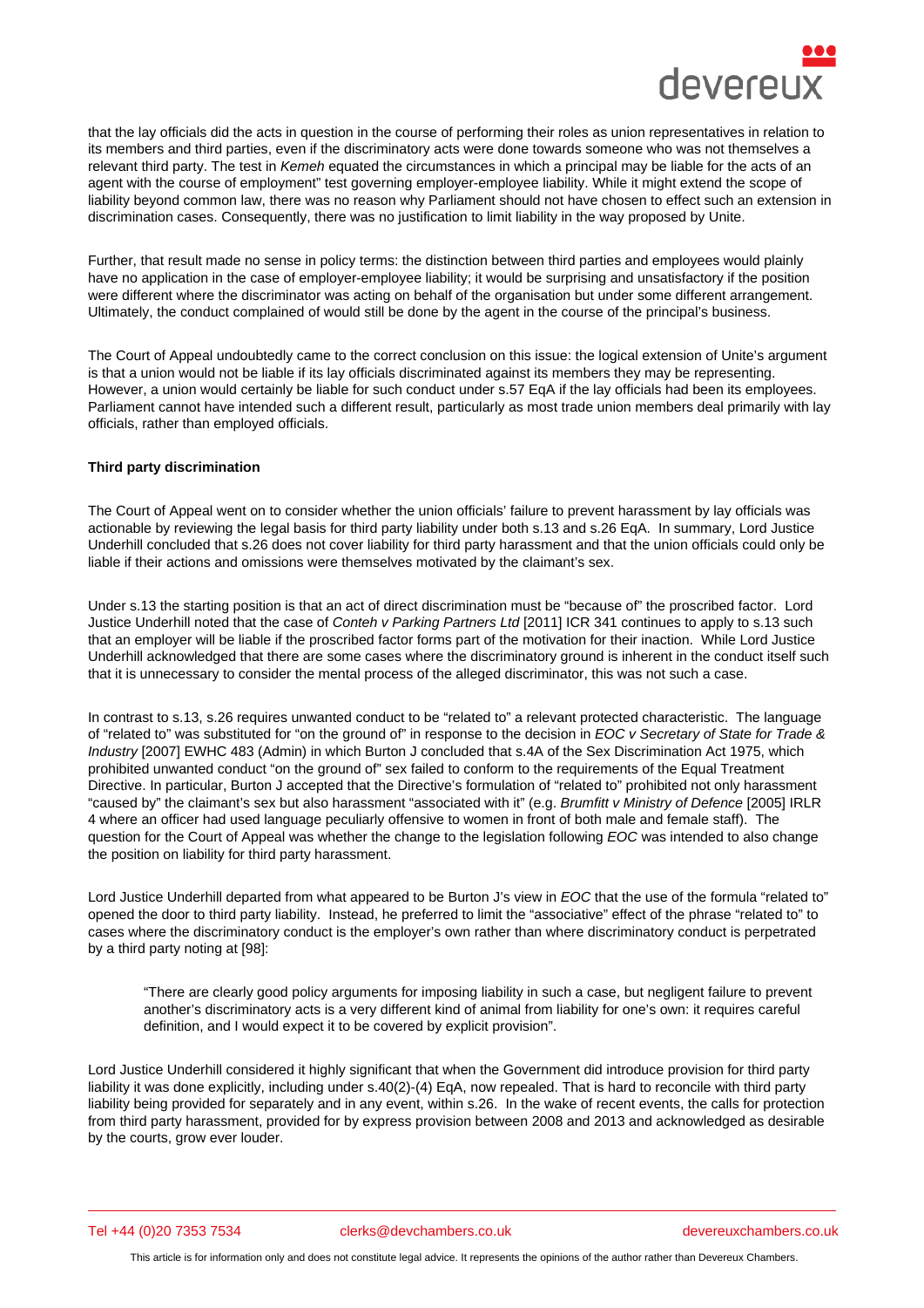that the lay officials did the acts in question in the course of performing their roles as union representatives in relation to its members and third parties, even if the discriminatory acts were done towards someone who was not themselves a relevant third party. The test in *Kemeh* equated the circumstances in which a principal may be liable for the acts of an agent with the course of employment" test governing employer-employee liability. While it might extend the scope of liability beyond common law, there was no reason why Parliament should not have chosen to effect such an extension in discrimination cases. Consequently, there was no justification to limit liability in the way proposed by Unite.

Further, that result made no sense in policy terms: the distinction between third parties and employees would plainly have no application in the case of employer-employee liability; it would be surprising and unsatisfactory if the position were different where the discriminator was acting on behalf of the organisation but under some different arrangement. Ultimately, the conduct complained of would still be done by the agent in the course of the principal's business.

The Court of Appeal undoubtedly came to the correct conclusion on this issue: the logical extension of Unite's argument is that a union would not be liable if its lay officials discriminated against its members they may be representing. However, a union would certainly be liable for such conduct under s.57 EqA if the lay officials had been its employees. Parliament cannot have intended such a different result, particularly as most trade union members deal primarily with lay officials, rather than employed officials.

**Third party discrimination**

The Court of Appeal went on to consider whether the union officials' failure to prevent harassment by lay officials was actionable by reviewing the legal basis for third party liability under both s.13 and s.26 EqA. In summary, Lord Justice Underhill concluded that s.26 does not cover liability for third party harassment and that the union officials could only be liable if their actions and omissions were themselves motivated by the claimant's sex.

Under s.13 the starting position is that an act of direct discrimination must be "because of" the proscribed factor. Lord Justice Underhill noted that the case of *Conteh v Parking Partners Ltd* [2011] ICR 341 continues to apply to s.13 such that an employer will be liable if the proscribed factor forms part of the motivation for their inaction. While Lord Justice Underhill acknowledged that there are some cases where the discriminatory ground is inherent in the conduct itself such that it is unnecessary to consider the mental process of the alleged discriminator, this was not such a case.

In contrast to s.13, s.26 requires unwanted conduct to be "related to" a relevant protected characteristic. The language of "related to" was substituted for "on the ground of" in response to the decision in *EOC v Secretary of State for Trade & Industry* [2007] EWHC 483 (Admin) in which Burton J concluded that s.4A of the Sex Discrimination Act 1975, which prohibited unwanted conduct "on the ground of" sex failed to conform to the requirements of the Equal Treatment Directive. In particular, Burton J accepted that the Directive's formulation of "related to" prohibited not only harassment "caused by" the claimant's sex but also harassment "associated with it" (e.g. *Brumfitt v Ministry of Defence* [2005] IRLR 4 where an officer had used language peculiarly offensive to women in front of both male and female staff). The question for the Court of Appeal was whether the change to the legislation following *EOC* was intended to also change the position on liability for third party harassment.

Lord Justice Underhill departed from what appeared to be Burton J's view in *EOC* that the use of the formula "related to" opened the door to third party liability. Instead, he preferred to limit the "associative" effect of the phrase "related to" to cases where the discriminatory conduct is the employer's own rather than where discriminatory conduct is perpetrated by a third party noting at [98]:

> "There are clearly good policy arguments for imposing liability in such a case, but negligent failure to prevent another's discriminatory acts is a very different kind of animal from liability for one's own: it requires careful definition, and I would expect it to be covered by explicit provision".

Lord Justice Underhill considered it highly significant that when the Government did introduce provision for third party liability it was done explicitly, including under s.40(2)-(4) EqA, now repealed. That is hard to reconcile with third party liability being provided for separately and in any event, within s.26. In the wake of recent events, the calls for protection from third party harassment, provided for by express provision between 2008 and 2013 and acknowledged as desirable by the courts, grow ever louder.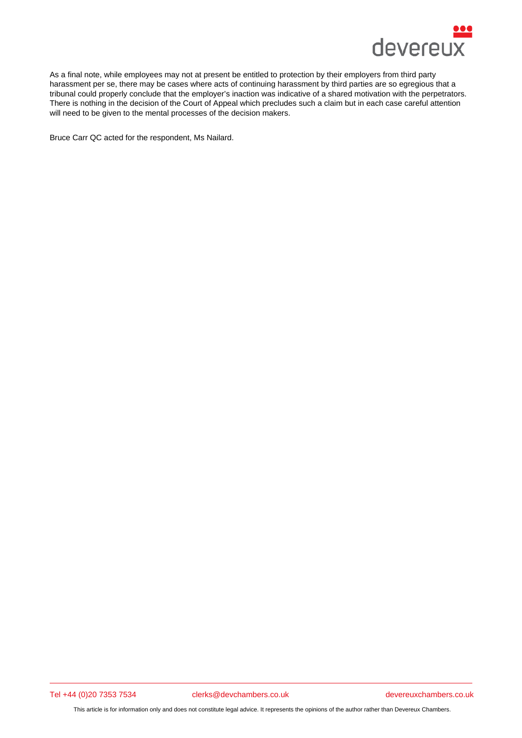As a final note, while employees may not at present be entitled to protection by their employers from third party harassment per se, there may be cases where acts of continuing harassment by third parties are so egregious that a tribunal could properly conclude that the employer's inaction was indicative of a shared motivation with the perpetrators. There is nothing in the decision of the Court of Appeal which precludes such a claim but in each case careful attention will need to be given to the mental processes of the decision makers.

Bruce Carr QC acted for the respondent, Ms Nailard.